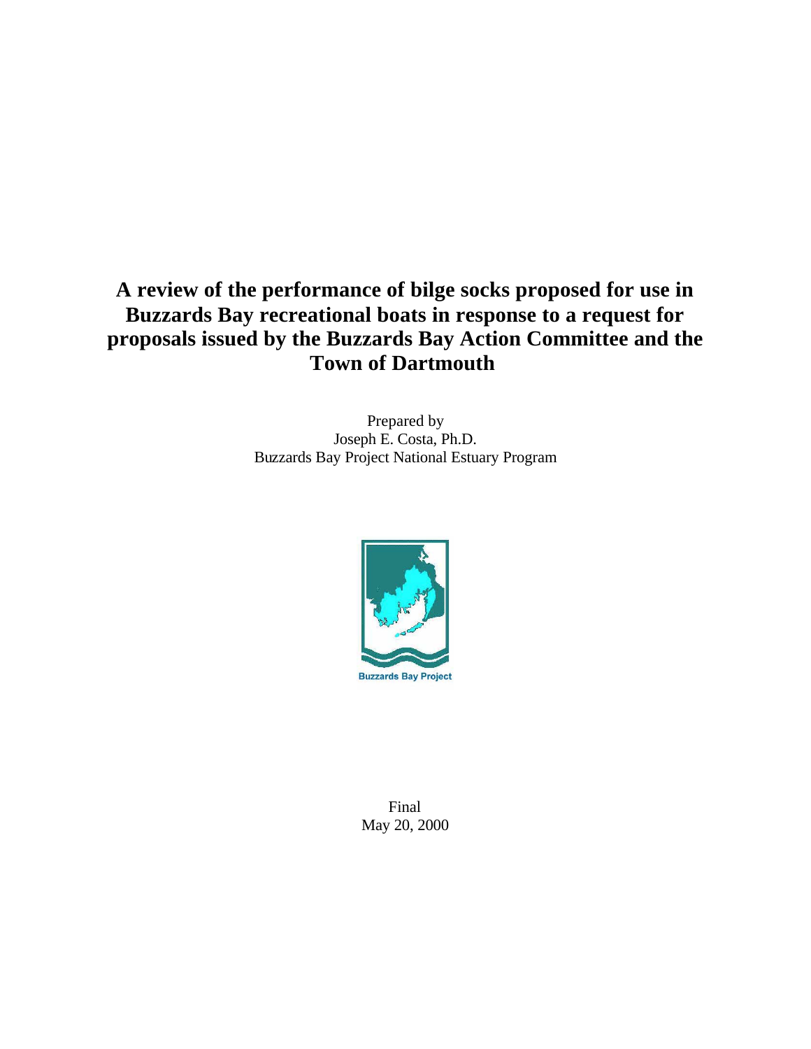# A review of the performance of bilge socks proposed for use in Buzzards Bay recreational boats in response to a request for proposals issued by the Buzzards Bay Action Committee and the Town of Dartmouth

Prepared by
Joseph E. Costa, Ph.D.
Buzzards Bay Project National Estuary Program

Buzzards Bay Project

Final
May 20, 2000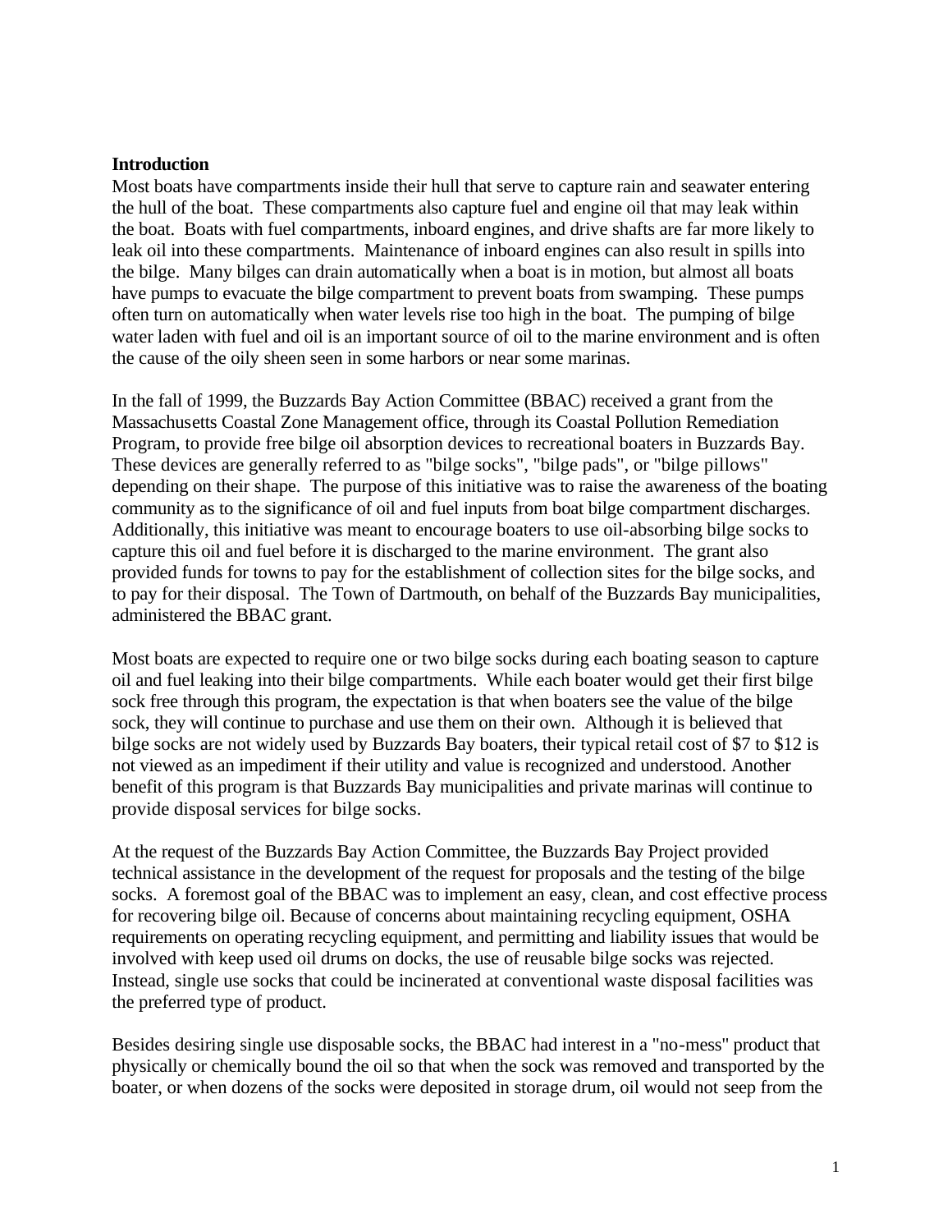**Introduction**

Most boats have compartments inside their hull that serve to capture rain and seawater entering the hull of the boat. These compartments also capture fuel and engine oil that may leak within the boat. Boats with fuel compartments, inboard engines, and drive shafts are far more likely to leak oil into these compartments. Maintenance of inboard engines can also result in spills into the bilge. Many bilges can drain automatically when a boat is in motion, but almost all boats have pumps to evacuate the bilge compartment to prevent boats from swamping. These pumps often turn on automatically when water levels rise too high in the boat. The pumping of bilge water laden with fuel and oil is an important source of oil to the marine environment and is often the cause of the oily sheen seen in some harbors or near some marinas.

In the fall of 1999, the Buzzards Bay Action Committee (BBAC) received a grant from the Massachusetts Coastal Zone Management office, through its Coastal Pollution Remediation Program, to provide free bilge oil absorption devices to recreational boaters in Buzzards Bay. These devices are generally referred to as "bilge socks", "bilge pads", or "bilge pillows" depending on their shape. The purpose of this initiative was to raise the awareness of the boating community as to the significance of oil and fuel inputs from boat bilge compartment discharges. Additionally, this initiative was meant to encourage boaters to use oil-absorbing bilge socks to capture this oil and fuel before it is discharged to the marine environment. The grant also provided funds for towns to pay for the establishment of collection sites for the bilge socks, and to pay for their disposal. The Town of Dartmouth, on behalf of the Buzzards Bay municipalities, administered the BBAC grant.

Most boats are expected to require one or two bilge socks during each boating season to capture oil and fuel leaking into their bilge compartments. While each boater would get their first bilge sock free through this program, the expectation is that when boaters see the value of the bilge sock, they will continue to purchase and use them on their own. Although it is believed that bilge socks are not widely used by Buzzards Bay boaters, their typical retail cost of $7 to $12 is not viewed as an impediment if their utility and value is recognized and understood. Another benefit of this program is that Buzzards Bay municipalities and private marinas will continue to provide disposal services for bilge socks.

At the request of the Buzzards Bay Action Committee, the Buzzards Bay Project provided technical assistance in the development of the request for proposals and the testing of the bilge socks. A foremost goal of the BBAC was to implement an easy, clean, and cost effective process for recovering bilge oil. Because of concerns about maintaining recycling equipment, OSHA requirements on operating recycling equipment, and permitting and liability issues that would be involved with keep used oil drums on docks, the use of reusable bilge socks was rejected. Instead, single use socks that could be incinerated at conventional waste disposal facilities was the preferred type of product.

Besides desiring single use disposable socks, the BBAC had interest in a "no-mess" product that physically or chemically bound the oil so that when the sock was removed and transported by the boater, or when dozens of the socks were deposited in storage drum, oil would not seep from the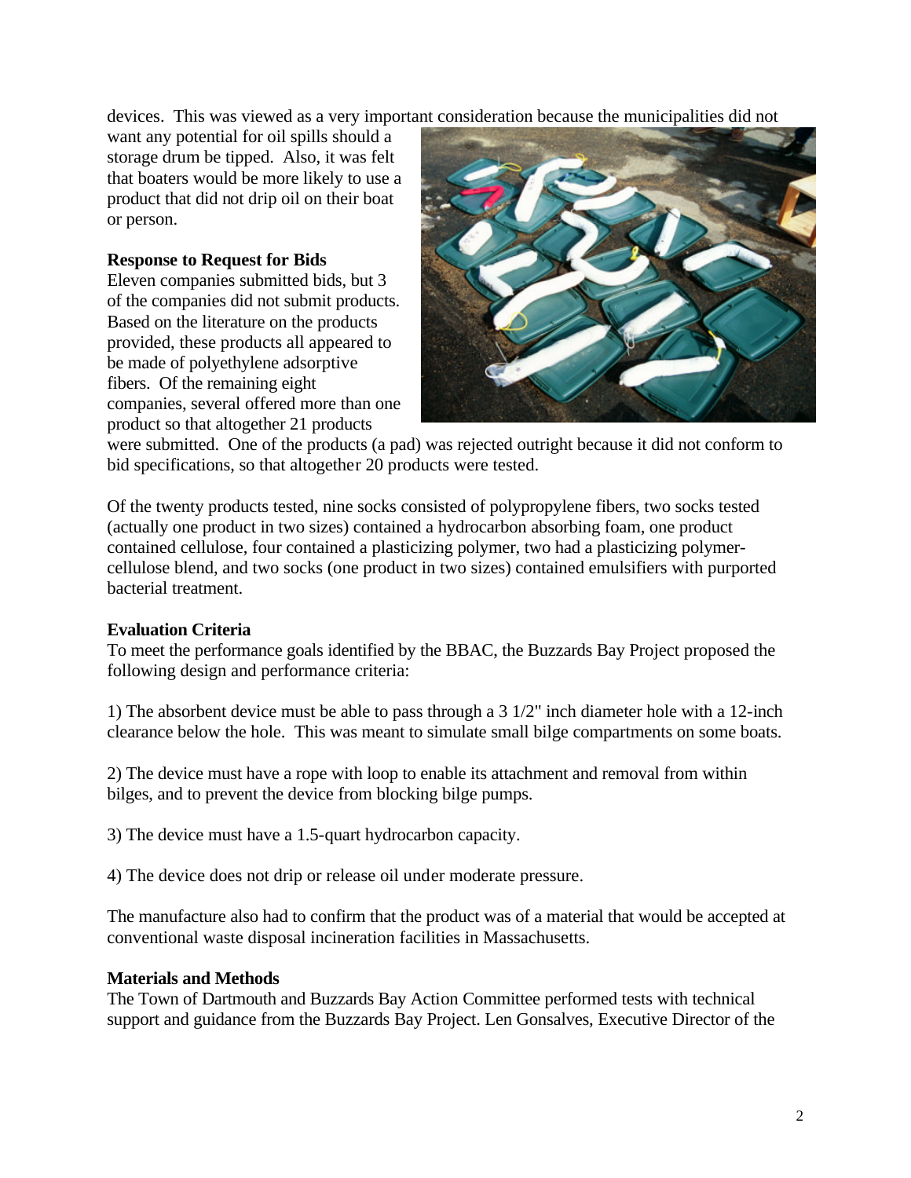devices. This was viewed as a very important consideration because the municipalities did not want any potential for oil spills should a storage drum be tipped. Also, it was felt that boaters would be more likely to use a product that did not drip oil on their boat or person.

**Response to Request for Bids**

Eleven companies submitted bids, but 3 of the companies did not submit products. Based on the literature on the products provided, these products all appeared to be made of polyethylene adsorptive fibers. Of the remaining eight companies, several offered more than one product so that altogether 21 products were submitted. One of the products (a pad) was rejected outright because it did not conform to bid specifications, so that altogether 20 products were tested.

Of the twenty products tested, nine socks consisted of polypropylene fibers, two socks tested (actually one product in two sizes) contained a hydrocarbon absorbing foam, one product contained cellulose, four contained a plasticizing polymer, two had a plasticizing polymer-cellulose blend, and two socks (one product in two sizes) contained emulsifiers with purported bacterial treatment.

**Evaluation Criteria**

To meet the performance goals identified by the BBAC, the Buzzards Bay Project proposed the following design and performance criteria:

1) The absorbent device must be able to pass through a 3 1/2" inch diameter hole with a 12-inch clearance below the hole. This was meant to simulate small bilge compartments on some boats.

2) The device must have a rope with loop to enable its attachment and removal from within bilges, and to prevent the device from blocking bilge pumps.

3) The device must have a 1.5-quart hydrocarbon capacity.

4) The device does not drip or release oil under moderate pressure.

The manufacture also had to confirm that the product was of a material that would be accepted at conventional waste disposal incineration facilities in Massachusetts.

**Materials and Methods**

The Town of Dartmouth and Buzzards Bay Action Committee performed tests with technical support and guidance from the Buzzards Bay Project. Len Gonsalves, Executive Director of the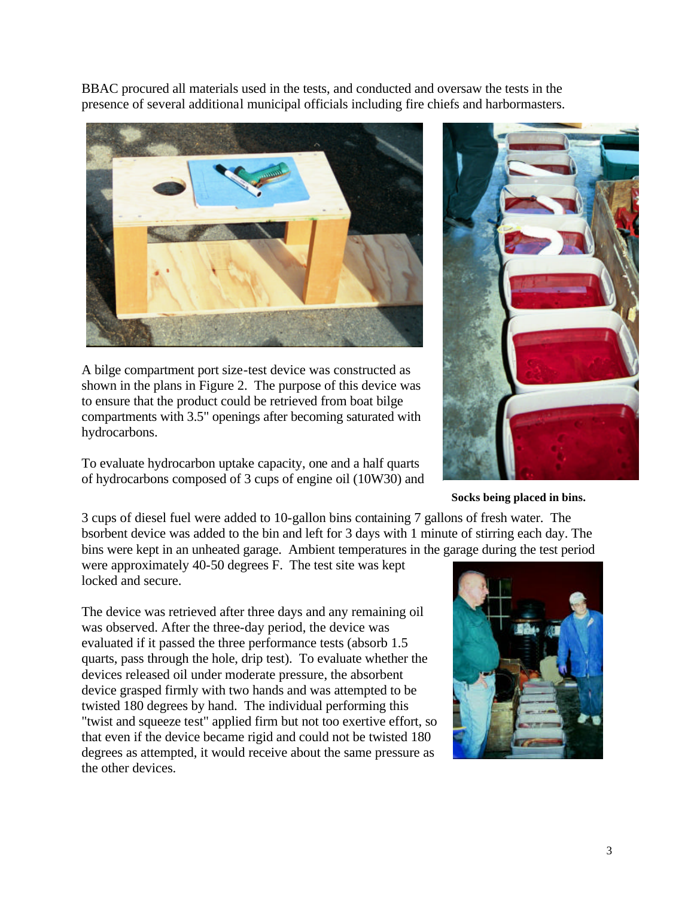BBAC procured all materials used in the tests, and conducted and oversaw the tests in the presence of several additional municipal officials including fire chiefs and harbormasters.

A bilge compartment port size-test device was constructed as shown in the plans in Figure 2. The purpose of this device was to ensure that the product could be retrieved from boat bilge compartments with 3.5" openings after becoming saturated with hydrocarbons.

To evaluate hydrocarbon uptake capacity, one and a half quarts of hydrocarbons composed of 3 cups of engine oil (10W30) and 3 cups of diesel fuel were added to 10-gallon bins containing 7 gallons of fresh water. The bsorbent device was added to the bin and left for 3 days with 1 minute of stirring each day. The bins were kept in an unheated garage. Ambient temperatures in the garage during the test period were approximately 40-50 degrees F. The test site was kept locked and secure.

**Socks being placed in bins.**

The device was retrieved after three days and any remaining oil was observed. After the three-day period, the device was evaluated if it passed the three performance tests (absorb 1.5 quarts, pass through the hole, drip test). To evaluate whether the devices released oil under moderate pressure, the absorbent device grasped firmly with two hands and was attempted to be twisted 180 degrees by hand. The individual performing this "twist and squeeze test" applied firm but not too exertive effort, so that even if the device became rigid and could not be twisted 180 degrees as attempted, it would receive about the same pressure as the other devices.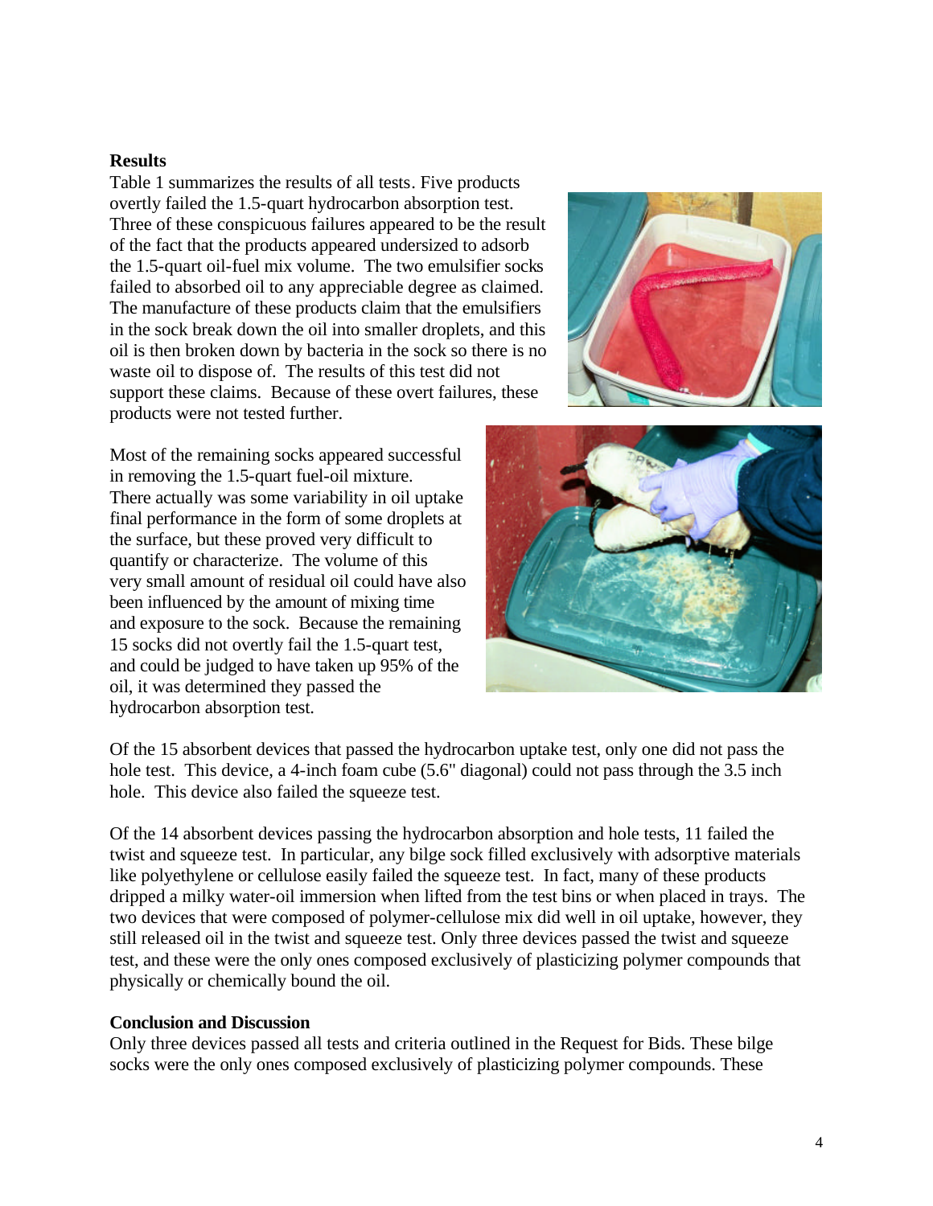## Results

Table 1 summarizes the results of all tests. Five products overtly failed the 1.5-quart hydrocarbon absorption test. Three of these conspicuous failures appeared to be the result of the fact that the products appeared undersized to adsorb the 1.5-quart oil-fuel mix volume. The two emulsifier socks failed to absorbed oil to any appreciable degree as claimed. The manufacture of these products claim that the emulsifiers in the sock break down the oil into smaller droplets, and this oil is then broken down by bacteria in the sock so there is no waste oil to dispose of. The results of this test did not support these claims. Because of these overt failures, these products were not tested further.

Most of the remaining socks appeared successful in removing the 1.5-quart fuel-oil mixture. There actually was some variability in oil uptake final performance in the form of some droplets at the surface, but these proved very difficult to quantify or characterize. The volume of this very small amount of residual oil could have also been influenced by the amount of mixing time and exposure to the sock. Because the remaining 15 socks did not overtly fail the 1.5-quart test, and could be judged to have taken up 95% of the oil, it was determined they passed the hydrocarbon absorption test.

Of the 15 absorbent devices that passed the hydrocarbon uptake test, only one did not pass the hole test. This device, a 4-inch foam cube (5.6" diagonal) could not pass through the 3.5 inch hole. This device also failed the squeeze test.

Of the 14 absorbent devices passing the hydrocarbon absorption and hole tests, 11 failed the twist and squeeze test. In particular, any bilge sock filled exclusively with adsorptive materials like polyethylene or cellulose easily failed the squeeze test. In fact, many of these products dripped a milky water-oil immersion when lifted from the test bins or when placed in trays. The two devices that were composed of polymer-cellulose mix did well in oil uptake, however, they still released oil in the twist and squeeze test. Only three devices passed the twist and squeeze test, and these were the only ones composed exclusively of plasticizing polymer compounds that physically or chemically bound the oil.

## Conclusion and Discussion

Only three devices passed all tests and criteria outlined in the Request for Bids. These bilge socks were the only ones composed exclusively of plasticizing polymer compounds. These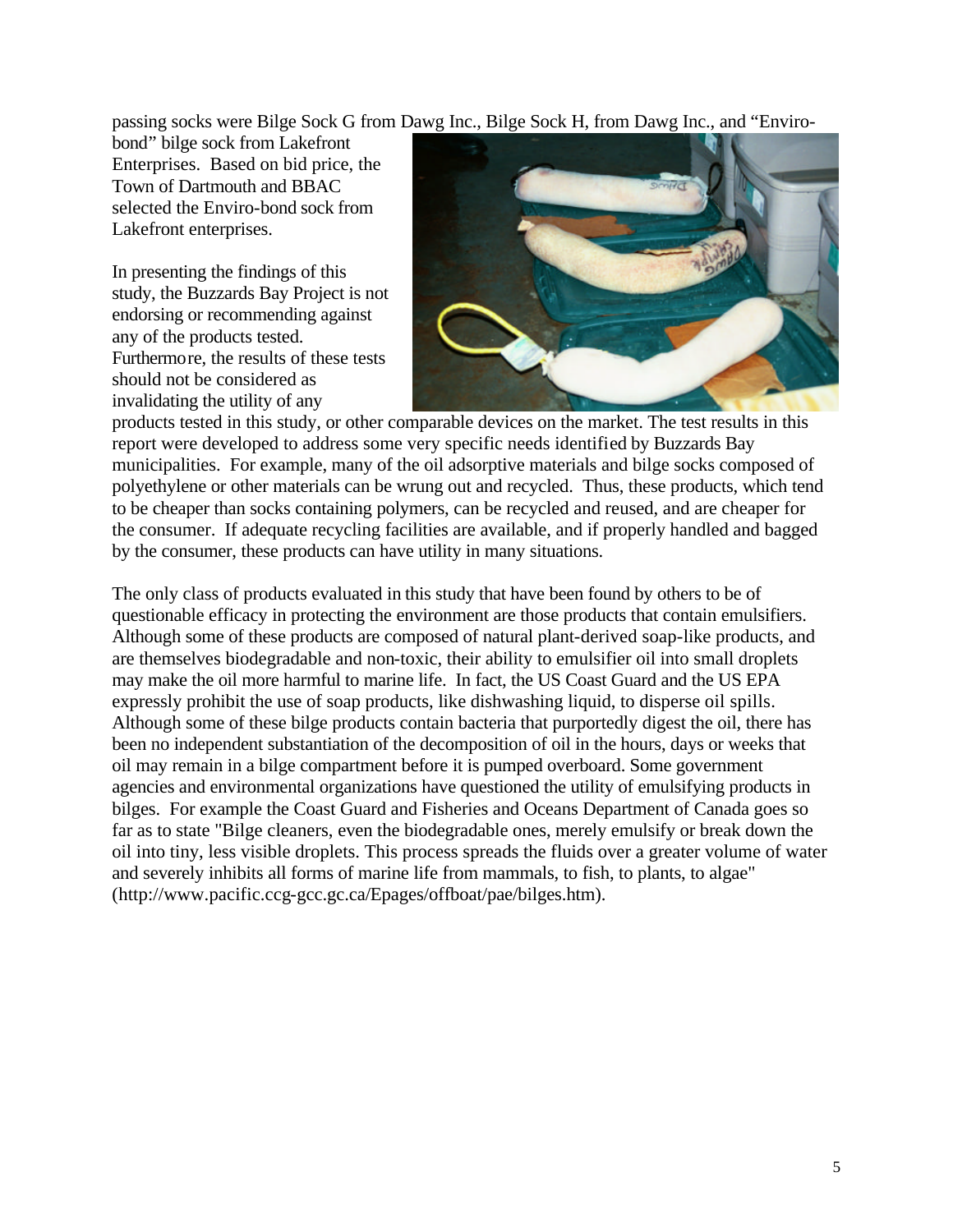passing socks were Bilge Sock G from Dawg Inc., Bilge Sock H, from Dawg Inc., and "Enviro-bond" bilge sock from Lakefront Enterprises. Based on bid price, the Town of Dartmouth and BBAC selected the Enviro-bond sock from Lakefront enterprises.

In presenting the findings of this study, the Buzzards Bay Project is not endorsing or recommending against any of the products tested. Furthermore, the results of these tests should not be considered as invalidating the utility of any products tested in this study, or other comparable devices on the market. The test results in this report were developed to address some very specific needs identified by Buzzards Bay municipalities. For example, many of the oil adsorptive materials and bilge socks composed of polyethylene or other materials can be wrung out and recycled. Thus, these products, which tend to be cheaper than socks containing polymers, can be recycled and reused, and are cheaper for the consumer. If adequate recycling facilities are available, and if properly handled and bagged by the consumer, these products can have utility in many situations.

The only class of products evaluated in this study that have been found by others to be of questionable efficacy in protecting the environment are those products that contain emulsifiers. Although some of these products are composed of natural plant-derived soap-like products, and are themselves biodegradable and non-toxic, their ability to emulsifier oil into small droplets may make the oil more harmful to marine life. In fact, the US Coast Guard and the US EPA expressly prohibit the use of soap products, like dishwashing liquid, to disperse oil spills. Although some of these bilge products contain bacteria that purportedly digest the oil, there has been no independent substantiation of the decomposition of oil in the hours, days or weeks that oil may remain in a bilge compartment before it is pumped overboard. Some government agencies and environmental organizations have questioned the utility of emulsifying products in bilges. For example the Coast Guard and Fisheries and Oceans Department of Canada goes so far as to state "Bilge cleaners, even the biodegradable ones, merely emulsify or break down the oil into tiny, less visible droplets. This process spreads the fluids over a greater volume of water and severely inhibits all forms of marine life from mammals, to fish, to plants, to algae" (http://www.pacific.ccg-gcc.gc.ca/Epages/offboat/pae/bilges.htm).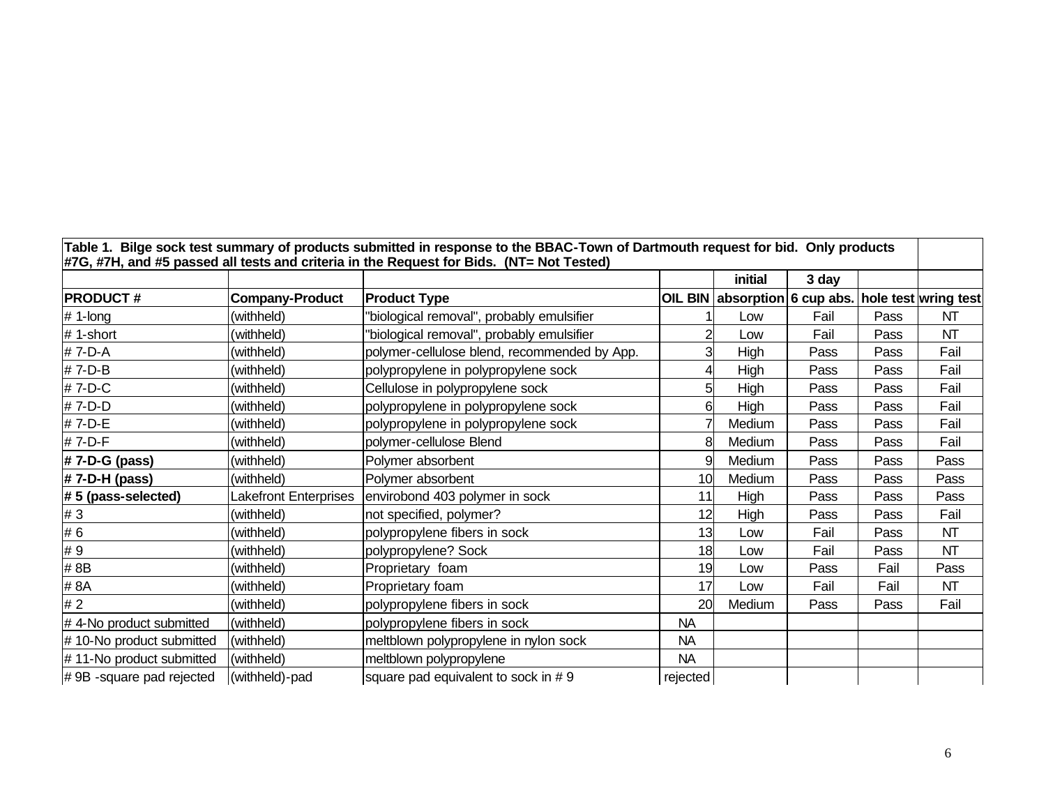**Table 1. Bilge sock test summary of products submitted in response to the BBAC-Town of Dartmouth request for bid. Only products #7G, #7H, and #5 passed all tests and criteria in the Request for Bids. (NT= Not Tested)**

| | | | | initial | 3 day | | |
|---|---|---|---|---|---|---|---|
| **PRODUCT #** | **Company-Product** | **Product Type** | **OIL BIN** | **absorption** | **6 cup abs.** | **hole test** | **wring test** |
| # 1-long | (withheld) | "biological removal", probably emulsifier | 1 | Low | Fail | Pass | NT |
| # 1-short | (withheld) | "biological removal", probably emulsifier | 2 | Low | Fail | Pass | NT |
| # 7-D-A | (withheld) | polymer-cellulose blend, recommended by App. | 3 | High | Pass | Pass | Fail |
| # 7-D-B | (withheld) | polypropylene in polypropylene sock | 4 | High | Pass | Pass | Fail |
| # 7-D-C | (withheld) | Cellulose in polypropylene sock | 5 | High | Pass | Pass | Fail |
| # 7-D-D | (withheld) | polypropylene in polypropylene sock | 6 | High | Pass | Pass | Fail |
| # 7-D-E | (withheld) | polypropylene in polypropylene sock | 7 | Medium | Pass | Pass | Fail |
| # 7-D-F | (withheld) | polymer-cellulose Blend | 8 | Medium | Pass | Pass | Fail |
| **# 7-D-G (pass)** | (withheld) | Polymer absorbent | 9 | Medium | Pass | Pass | Pass |
| **# 7-D-H (pass)** | (withheld) | Polymer absorbent | 10 | Medium | Pass | Pass | Pass |
| **# 5 (pass-selected)** | Lakefront Enterprises | envirobond 403 polymer in sock | 11 | High | Pass | Pass | Pass |
| # 3 | (withheld) | not specified, polymer? | 12 | High | Pass | Pass | Fail |
| # 6 | (withheld) | polypropylene fibers in sock | 13 | Low | Fail | Pass | NT |
| # 9 | (withheld) | polypropylene? Sock | 18 | Low | Fail | Pass | NT |
| # 8B | (withheld) | Proprietary foam | 19 | Low | Pass | Fail | Pass |
| # 8A | (withheld) | Proprietary foam | 17 | Low | Fail | Fail | NT |
| # 2 | (withheld) | polypropylene fibers in sock | 20 | Medium | Pass | Pass | Fail |
| # 4-No product submitted | (withheld) | polypropylene fibers in sock | NA | | | | |
| # 10-No product submitted | (withheld) | meltblown polypropylene in nylon sock | NA | | | | |
| # 11-No product submitted | (withheld) | meltblown polypropylene | NA | | | | |
| # 9B -square pad rejected | (withheld)-pad | square pad equivalent to sock in # 9 | rejected | | | | |